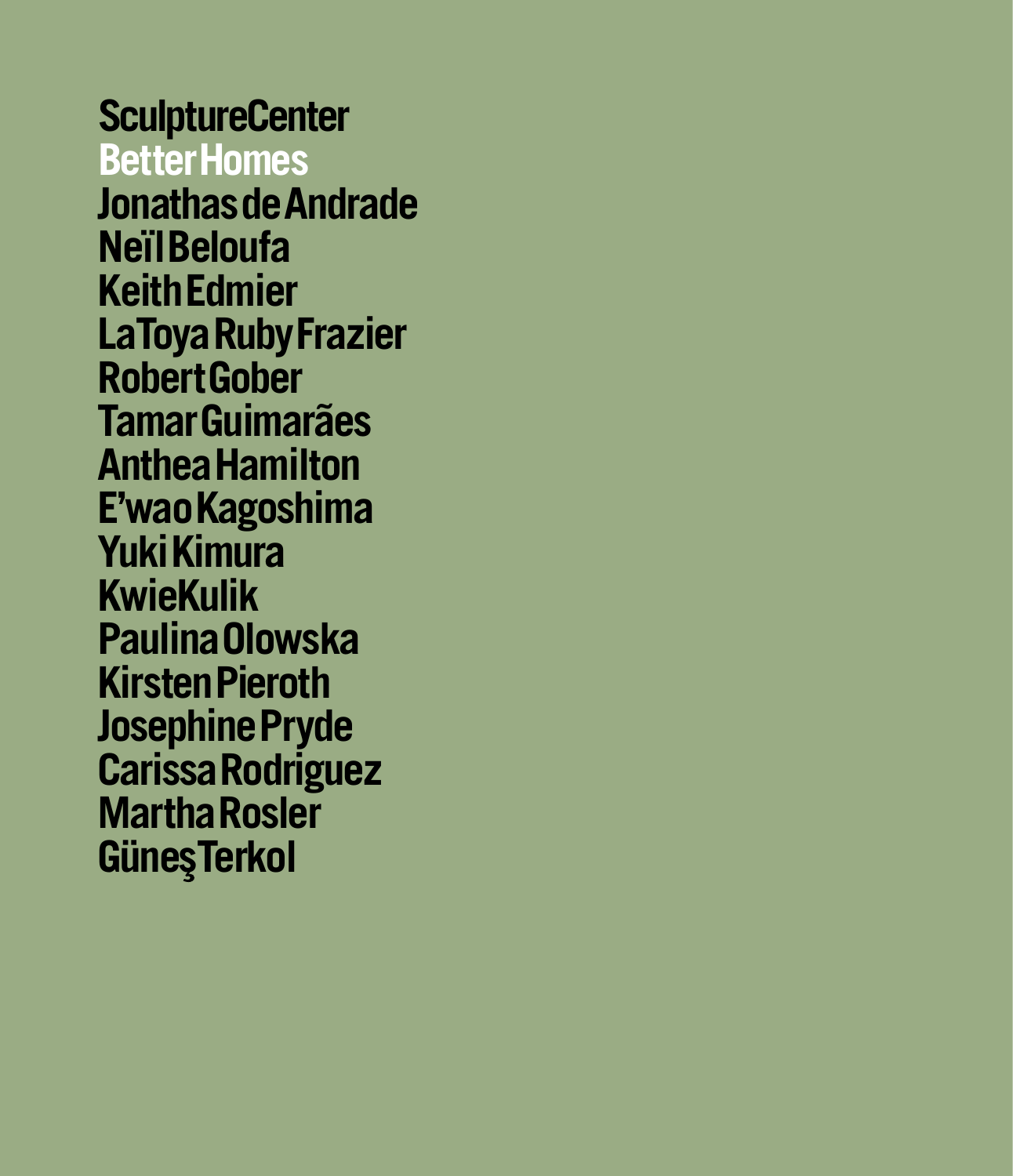**SculptureCenter**

# Better Homes

Jonathas de Andrade
Neïl Beloufa
Keith Edmier
LaToya Ruby Frazier
Robert Gober
Tamar Guimarães
Anthea Hamilton
E'wao Kagoshima
Yuki Kimura
KwieKulik
Paulina Olowska
Kirsten Pieroth
Josephine Pryde
Carissa Rodriguez
Martha Rosler
Güneş Terkol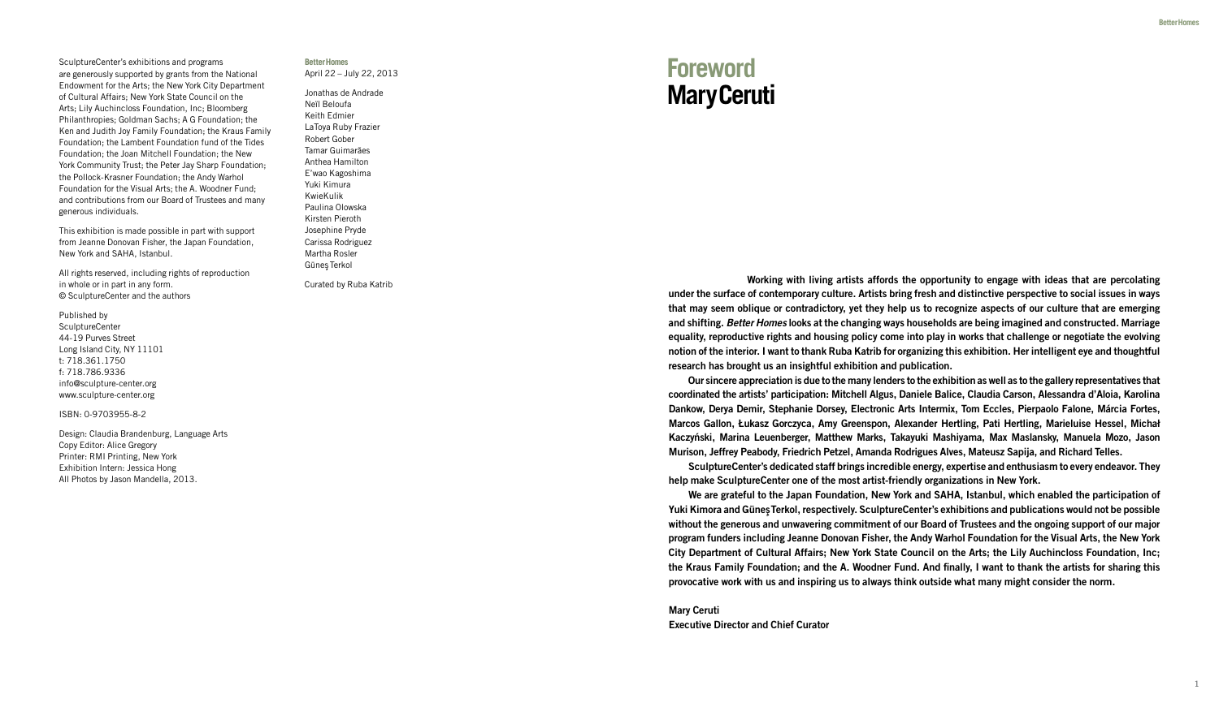SculptureCenter's exhibitions and programs are generously supported by grants from the National Endowment for the Arts; the New York City Department of Cultural Affairs; New York State Council on the Arts; Lily Auchincloss Foundation, Inc; Bloomberg Philanthropies; Goldman Sachs; A G Foundation; the Ken and Judith Joy Family Foundation; the Kraus Family Foundation; the Lambent Foundation fund of the Tides Foundation; the Joan Mitchell Foundation; the New York Community Trust; the Peter Jay Sharp Foundation; the Pollock-Krasner Foundation; the Andy Warhol Foundation for the Visual Arts; the A. Woodner Fund; and contributions from our Board of Trustees and many generous individuals.

This exhibition is made possible in part with support from Jeanne Donovan Fisher, the Japan Foundation, New York and SAHA, Istanbul.

All rights reserved, including rights of reproduction in whole or in part in any form.
© SculptureCenter and the authors

Published by
SculptureCenter
44-19 Purves Street
Long Island City, NY 11101
t: 718.361.1750
f: 718.786.9336
info@sculpture-center.org
www.sculpture-center.org

ISBN: 0-9703955-8-2

Design: Claudia Brandenburg, Language Arts
Copy Editor: Alice Gregory
Printer: RMI Printing, New York
Exhibition Intern: Jessica Hong
All Photos by Jason Mandella, 2013.

**Better Homes**
April 22 – July 22, 2013

Jonathas de Andrade
Neïl Beloufa
Keith Edmier
LaToya Ruby Frazier
Robert Gober
Tamar Guimarães
Anthea Hamilton
E'wao Kagoshima
Yuki Kimura
KwieKulik
Paulina Olowska
Kirsten Pieroth
Josephine Pryde
Carissa Rodriguez
Martha Rosler
Güneş Terkol

Curated by Ruba Katrib

# Foreword
## Mary Ceruti

**Working with living artists affords the opportunity to engage with ideas that are percolating under the surface of contemporary culture. Artists bring fresh and distinctive perspective to social issues in ways that may seem oblique or contradictory, yet they help us to recognize aspects of our culture that are emerging and shifting. *Better Homes* looks at the changing ways households are being imagined and constructed. Marriage equality, reproductive rights and housing policy come into play in works that challenge or negotiate the evolving notion of the interior. I want to thank Ruba Katrib for organizing this exhibition. Her intelligent eye and thoughtful research has brought us an insightful exhibition and publication.**

**Our sincere appreciation is due to the many lenders to the exhibition as well as to the gallery representatives that coordinated the artists' participation: Mitchell Algus, Daniele Balice, Claudia Carson, Alessandra d'Aloia, Karolina Dankow, Derya Demir, Stephanie Dorsey, Electronic Arts Intermix, Tom Eccles, Pierpaolo Falone, Márcia Fortes, Marcos Gallon, Łukasz Gorczyca, Amy Greenspon, Alexander Hertling, Pati Hertling, Marieluise Hessel, Michał Kaczyński, Marina Leuenberger, Matthew Marks, Takayuki Mashiyama, Max Maslansky, Manuela Mozo, Jason Murison, Jeffrey Peabody, Friedrich Petzel, Amanda Rodrigues Alves, Mateusz Sapija, and Richard Telles.**

**SculptureCenter's dedicated staff brings incredible energy, expertise and enthusiasm to every endeavor. They help make SculptureCenter one of the most artist-friendly organizations in New York.**

**We are grateful to the Japan Foundation, New York and SAHA, Istanbul, which enabled the participation of Yuki Kimora and Güneş Terkol, respectively. SculptureCenter's exhibitions and publications would not be possible without the generous and unwavering commitment of our Board of Trustees and the ongoing support of our major program funders including Jeanne Donovan Fisher, the Andy Warhol Foundation for the Visual Arts, the New York City Department of Cultural Affairs; New York State Council on the Arts; the Lily Auchincloss Foundation, Inc; the Kraus Family Foundation; and the A. Woodner Fund. And finally, I want to thank the artists for sharing this provocative work with us and inspiring us to always think outside what many might consider the norm.**

**Mary Ceruti**
**Executive Director and Chief Curator**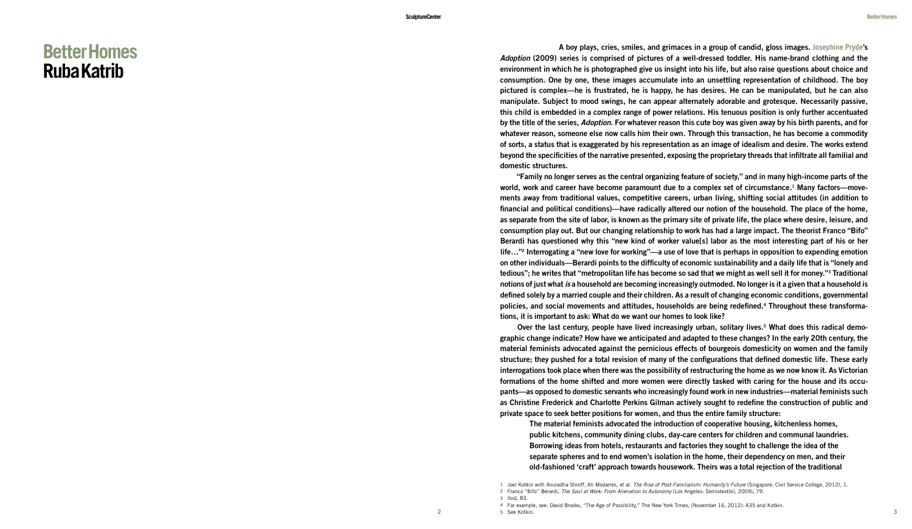# Better Homes
## Ruba Katrib

A boy plays, cries, smiles, and grimaces in a group of candid, gloss images. Josephine Pryde's *Adoption* (2009) series is comprised of pictures of a well-dressed toddler. His name-brand clothing and the environment in which he is photographed give us insight into his life, but also raise questions about choice and consumption. One by one, these images accumulate into an unsettling representation of childhood. The boy pictured is complex—he is frustrated, he is happy, he has desires. He can be manipulated, but he can also manipulate. Subject to mood swings, he can appear alternately adorable and grotesque. Necessarily passive, this child is embedded in a complex range of power relations. His tenuous position is only further accentuated by the title of the series, *Adoption*. For whatever reason this cute boy was given away by his birth parents, and for whatever reason, someone else now calls him their own. Through this transaction, he has become a commodity of sorts, a status that is exaggerated by his representation as an image of idealism and desire. The works extend beyond the specificities of the narrative presented, exposing the proprietary threads that infiltrate all familial and domestic structures.

"Family no longer serves as the central organizing feature of society," and in many high-income parts of the world, work and career have become paramount due to a complex set of circumstance.[1] Many factors—movements away from traditional values, competitive careers, urban living, shifting social attitudes (in addition to financial and political conditions)—have radically altered our notion of the household. The place of the home, as separate from the site of labor, is known as the primary site of private life, the place where desire, leisure, and consumption play out. But our changing relationship to work has had a large impact. The theorist Franco "Bifo" Berardi has questioned why this "new kind of worker value[s] labor as the most interesting part of his or her life…"[2] Interrogating a "new love for working"—a use of love that is perhaps in opposition to expending emotion on other individuals—Berardi points to the difficulty of economic sustainability and a daily life that is "lonely and tedious"; he writes that "metropolitan life has become so sad that we might as well sell it for money."[3] Traditional notions of just what *is* a household are becoming increasingly outmoded. No longer is it a given that a household is defined solely by a married couple and their children. As a result of changing economic conditions, governmental policies, and social movements and attitudes, households are being redefined.[4] Throughout these transformations, it is important to ask: What do we want our homes to look like?

Over the last century, people have lived increasingly urban, solitary lives.[5] What does this radical demographic change indicate? How have we anticipated and adapted to these changes? In the early 20th century, the material feminists advocated against the pernicious effects of bourgeois domesticity on women and the family structure; they pushed for a total revision of many of the configurations that defined domestic life. These early interrogations took place when there was the possibility of restructuring the home as we now know it. As Victorian formations of the home shifted and more women were directly tasked with caring for the house and its occupants—as opposed to domestic servants who increasingly found work in new industries—material feminists such as Christine Frederick and Charlotte Perkins Gilman actively sought to redefine the construction of public and private space to seek better positions for women, and thus the entire family structure:

> The material feminists advocated the introduction of cooperative housing, kitchenless homes, public kitchens, community dining clubs, day-care centers for children and communal laundries. Borrowing ideas from hotels, restaurants and factories they sought to challenge the idea of the separate spheres and to end women's isolation in the home, their dependency on men, and their old-fashioned 'craft' approach towards housework. Theirs was a total rejection of the traditional

1 Joel Kotkin with Anuradha Shroff, Ali Modarres, et al. *The Rise of Post-Familialism: Humanity's Future* (Singapore: Civil Service College, 2012), 1.

2 Franco "Bifo" Berardi, *The Soul at Work: From Alienation to Autonomy* (Los Angeles: Semiotext(e), 2009), 79.

3 Ibid, 83.

4 For example, see: David Brooks, "The Age of Possibility," The New York Times, (November 16, 2012): A35 and Kotkin.

5 See Kotkin.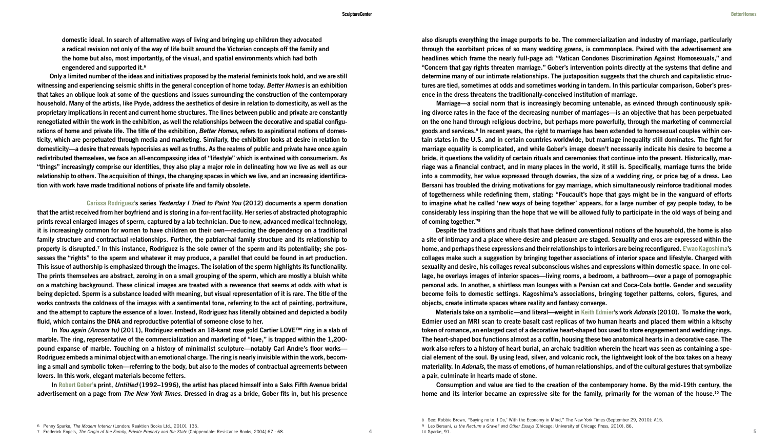domestic ideal. In search of alternative ways of living and bringing up children they advocated a radical revision not only of the way of life built around the Victorian concepts off the family and the home but also, most importantly, of the visual, and spatial environments which had both engendered and supported it.[6]

Only a limited number of the ideas and initiatives proposed by the material feminists took hold, and we are still witnessing and experiencing seismic shifts in the general conception of home today. *Better Homes* is an exhibition that takes an oblique look at some of the questions and issues surrounding the construction of the contemporary household. Many of the artists, like Pryde, address the aesthetics of desire in relation to domesticity, as well as the proprietary implications in recent and current home structures. The lines between public and private are constantly renegotiated within the work in the exhibition, as well the relationships between the decorative and spatial configurations of home and private life. The title of the exhibition, *Better Homes*, refers to aspirational notions of domesticity, which are perpetuated through media and marketing. Similarly, the exhibition looks at desire in relation to domesticity—a desire that reveals hypocrisies as well as truths. As the realms of public and private have once again redistributed themselves, we face an all-encompassing idea of "lifestyle" which is entwined with consumerism. As "things" increasingly comprise our identities, they also play a major role in delineating how we live as well as our relationship to others. The acquisition of things, the changing spaces in which we live, and an increasing identification with work have made traditional notions of private life and family obsolete.

Carissa Rodriguez's series *Yesterday I Tried to Paint You* (2012) documents a sperm donation that the artist received from her boyfriend and is storing in a for-rent facility. Her series of abstracted photographic prints reveal enlarged images of sperm, captured by a lab technician. Due to new, advanced medical technology, it is increasingly common for women to have children on their own—reducing the dependency on a traditional family structure and contractual relationships. Further, the patriarchal family structure and its relationship to property is disrupted.[7] In this instance, Rodriguez is the sole owner of the sperm and its potentiality; she possesses the "rights" to the sperm and whatever it may produce, a parallel that could be found in art production. This issue of authorship is emphasized through the images. The isolation of the sperm highlights its functionality. The prints themselves are abstract, zeroing in on a small grouping of the sperm, which are mostly a bluish white on a matching background. These clinical images are treated with a reverence that seems at odds with what is being depicted. Sperm is a substance loaded with meaning, but visual representation of it is rare. The title of the works contrasts the coldness of the images with a sentimental tone, referring to the act of painting, portraiture, and the attempt to capture the essence of a lover. Instead, Rodriguez has literally obtained and depicted a bodily fluid, which contains the DNA and reproductive potential of someone close to her.

In *You again (Ancora tu)* (2011), Rodriguez embeds an 18-karat rose gold Cartier LOVE™ ring in a slab of marble. The ring, representative of the commercialization and marketing of "love," is trapped within the 1,200-pound expanse of marble. Touching on a history of minimalist sculpture—notably Carl Andre's floor works—Rodriguez embeds a minimal object with an emotional charge. The ring is nearly invisible within the work, becoming a small and symbolic token—referring to the body, but also to the modes of contractual agreements between lovers. In this work, elegant materials become fetters.

In Robert Gober's print, *Untitled* (1992–1996), the artist has placed himself into a Saks Fifth Avenue bridal advertisement on a page from *The New York Times*. Dressed in drag as a bride, Gober fits in, but his presence also disrupts everything the image purports to be. The commercialization and industry of marriage, particularly through the exorbitant prices of so many wedding gowns, is commonplace. Paired with the advertisement are headlines which frame the nearly full-page ad: "Vatican Condones Discrimination Against Homosexuals," and "Concern that gay rights threaten marriage." Gober's intervention points directly at the systems that define and determine many of our intimate relationships. The juxtaposition suggests that the church and capitalistic structures are tied, sometimes at odds and sometimes working in tandem. In this particular comparison, Gober's presence in the dress threatens the traditionally-conceived institution of marriage.

Marriage—a social norm that is increasingly becoming untenable, as evinced through continuously spiking divorce rates in the face of the decreasing number of marriages—is an objective that has been perpetuated on the one hand through religious doctrine, but perhaps more powerfully, through the marketing of commercial goods and services.[8] In recent years, the right to marriage has been extended to homosexual couples within certain states in the U.S. and in certain countries worldwide, but marriage inequality still dominates. The fight for marriage equality is complicated, and while Gober's image doesn't necessarily indicate his desire to become a bride, it questions the validity of certain rituals and ceremonies that continue into the present. Historically, marriage was a financial contract, and in many places in the world, it still is. Specifically, marriage turns the bride into a commodity, her value expressed through dowries, the size of a wedding ring, or price tag of a dress. Leo Bersani has troubled the driving motivations for gay marriage, which simultaneously reinforce traditional modes of togetherness while redefining them, stating: "Foucault's hope that gays might be in the vanguard of efforts to imagine what he called 'new ways of being together' appears, for a large number of gay people today, to be considerably less inspiring than the hope that we will be allowed fully to participate in the old ways of being and of coming together."[9]

Despite the traditions and rituals that have defined conventional notions of the household, the home is also a site of intimacy and a place where desire and pleasure are staged. Sexuality and eros are expressed within the home, and perhaps these expressions and their relationships to interiors are being reconfigured. E'wao Kagoshima's collages make such a suggestion by bringing together associations of interior space and lifestyle. Charged with sexuality and desire, his collages reveal subconscious wishes and expressions within domestic space. In one collage, he overlays images of interior spaces—living rooms, a bedroom, a bathroom—over a page of pornographic personal ads. In another, a shirtless man lounges with a Persian cat and Coca-Cola bottle. Gender and sexuality become foils to domestic settings. Kagoshima's associations, bringing together patterns, colors, figures, and objects, create intimate spaces where reality and fantasy converge.

Materials take on a symbolic—and literal—weight in Keith Edmier's work *Adonaïs* (2010). To make the work, Edmier used an MRI scan to create basalt cast replicas of two human hearts and placed them within a kitschy token of romance, an enlarged cast of a decorative heart-shaped box used to store engagement and wedding rings. The heart-shaped box functions almost as a coffin, housing these two anatomical hearts in a decorative case. The work also refers to a history of heart burial, an archaic tradition wherein the heart was seen as containing a special element of the soul. By using lead, silver, and volcanic rock, the lightweight look of the box takes on a heavy materiality. In *Adonaïs*, the mass of emotions, of human relationships, and of the cultural gestures that symbolize a pair, culminate in hearts made of stone.

Consumption and value are tied to the creation of the contemporary home. By the mid-19th century, the home and its interior became an expressive site for the family, primarily for the woman of the house.[10] The

---

6 Penny Sparke, *The Modern Interior* (London: Reaktion Books Ltd., 2010), 135.

7 Frederick Engels, *The Origin of the Family, Private Property and the State* (Chippendale: Resistance Books, 2004) 67 - 68.

8 See: Robbie Brown, "Saying no to 'I Do,' With the Economy in Mind," The New York Times (September 29, 2010): A15.

9 Leo Bersani, *Is the Rectum a Grave? and Other Essays* (Chicago: University of Chicago Press, 2010), 86.

10 Sparke, 91.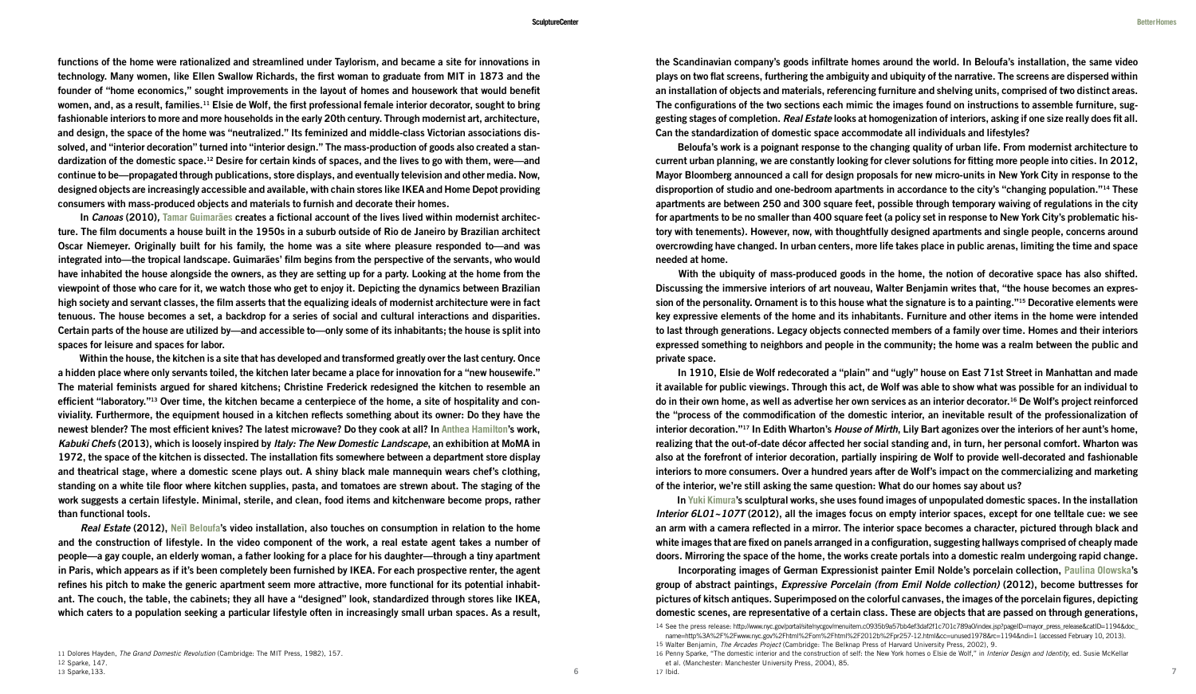functions of the home were rationalized and streamlined under Taylorism, and became a site for innovations in technology. Many women, like Ellen Swallow Richards, the first woman to graduate from MIT in 1873 and the founder of "home economics," sought improvements in the layout of homes and housework that would benefit women, and, as a result, families.[11] Elsie de Wolf, the first professional female interior decorator, sought to bring fashionable interiors to more and more households in the early 20th century. Through modernist art, architecture, and design, the space of the home was "neutralized." Its feminized and middle-class Victorian associations dissolved, and "interior decoration" turned into "interior design." The mass-production of goods also created a standardization of the domestic space.[12] Desire for certain kinds of spaces, and the lives to go with them, were—and continue to be—propagated through publications, store displays, and eventually television and other media. Now, designed objects are increasingly accessible and available, with chain stores like IKEA and Home Depot providing consumers with mass-produced objects and materials to furnish and decorate their homes.

In *Canoas* (2010), Tamar Guimarães creates a fictional account of the lives lived within modernist architecture. The film documents a house built in the 1950s in a suburb outside of Rio de Janeiro by Brazilian architect Oscar Niemeyer. Originally built for his family, the home was a site where pleasure responded to—and was integrated into—the tropical landscape. Guimarães' film begins from the perspective of the servants, who would have inhabited the house alongside the owners, as they are setting up for a party. Looking at the home from the viewpoint of those who care for it, we watch those who get to enjoy it. Depicting the dynamics between Brazilian high society and servant classes, the film asserts that the equalizing ideals of modernist architecture were in fact tenuous. The house becomes a set, a backdrop for a series of social and cultural interactions and disparities. Certain parts of the house are utilized by—and accessible to—only some of its inhabitants; the house is split into spaces for leisure and spaces for labor.

Within the house, the kitchen is a site that has developed and transformed greatly over the last century. Once a hidden place where only servants toiled, the kitchen later became a place for innovation for a "new housewife." The material feminists argued for shared kitchens; Christine Frederick redesigned the kitchen to resemble an efficient "laboratory."[13] Over time, the kitchen became a centerpiece of the home, a site of hospitality and conviviality. Furthermore, the equipment housed in a kitchen reflects something about its owner: Do they have the newest blender? The most efficient knives? The latest microwave? Do they cook at all? In Anthea Hamilton's work, *Kabuki Chefs* (2013), which is loosely inspired by *Italy: The New Domestic Landscape*, an exhibition at MoMA in 1972, the space of the kitchen is dissected. The installation fits somewhere between a department store display and theatrical stage, where a domestic scene plays out. A shiny black male mannequin wears chef's clothing, standing on a white tile floor where kitchen supplies, pasta, and tomatoes are strewn about. The staging of the work suggests a certain lifestyle. Minimal, sterile, and clean, food items and kitchenware become props, rather than functional tools.

*Real Estate* (2012), Neïl Beloufa's video installation, also touches on consumption in relation to the home and the construction of lifestyle. In the video component of the work, a real estate agent takes a number of people—a gay couple, an elderly woman, a father looking for a place for his daughter—through a tiny apartment in Paris, which appears as if it's been completely been furnished by IKEA. For each prospective renter, the agent refines his pitch to make the generic apartment seem more attractive, more functional for its potential inhabitant. The couch, the table, the cabinets; they all have a "designed" look, standardized through stores like IKEA, which caters to a population seeking a particular lifestyle often in increasingly small urban spaces. As a result, the Scandinavian company's goods infiltrate homes around the world. In Beloufa's installation, the same video plays on two flat screens, furthering the ambiguity and ubiquity of the narrative. The screens are dispersed within an installation of objects and materials, referencing furniture and shelving units, comprised of two distinct areas. The configurations of the two sections each mimic the images found on instructions to assemble furniture, suggesting stages of completion. *Real Estate* looks at homogenization of interiors, asking if one size really does fit all. Can the standardization of domestic space accommodate all individuals and lifestyles?

Beloufa's work is a poignant response to the changing quality of urban life. From modernist architecture to current urban planning, we are constantly looking for clever solutions for fitting more people into cities. In 2012, Mayor Bloomberg announced a call for design proposals for new micro-units in New York City in response to the disproportion of studio and one-bedroom apartments in accordance to the city's "changing population."[14] These apartments are between 250 and 300 square feet, possible through temporary waiving of regulations in the city for apartments to be no smaller than 400 square feet (a policy set in response to New York City's problematic history with tenements). However, now, with thoughtfully designed apartments and single people, concerns around overcrowding have changed. In urban centers, more life takes place in public arenas, limiting the time and space needed at home.

With the ubiquity of mass-produced goods in the home, the notion of decorative space has also shifted. Discussing the immersive interiors of art nouveau, Walter Benjamin writes that, "the house becomes an expression of the personality. Ornament is to this house what the signature is to a painting."[15] Decorative elements were key expressive elements of the home and its inhabitants. Furniture and other items in the home were intended to last through generations. Legacy objects connected members of a family over time. Homes and their interiors expressed something to neighbors and people in the community; the home was a realm between the public and private space.

In 1910, Elsie de Wolf redecorated a "plain" and "ugly" house on East 71st Street in Manhattan and made it available for public viewings. Through this act, de Wolf was able to show what was possible for an individual to do in their own home, as well as advertise her own services as an interior decorator.[16] De Wolf's project reinforced the "process of the commodification of the domestic interior, an inevitable result of the professionalization of interior decoration."[17] In Edith Wharton's *House of Mirth*, Lily Bart agonizes over the interiors of her aunt's home, realizing that the out-of-date décor affected her social standing and, in turn, her personal comfort. Wharton was also at the forefront of interior decoration, partially inspiring de Wolf to provide well-decorated and fashionable interiors to more consumers. Over a hundred years after de Wolf's impact on the commercializing and marketing of the interior, we're still asking the same question: What do our homes say about us?

In Yuki Kimura's sculptural works, she uses found images of unpopulated domestic spaces. In the installation *Interior 6L01~107T* (2012), all the images focus on empty interior spaces, except for one telltale cue: we see an arm with a camera reflected in a mirror. The interior space becomes a character, pictured through black and white images that are fixed on panels arranged in a configuration, suggesting hallways comprised of cheaply made doors. Mirroring the space of the home, the works create portals into a domestic realm undergoing rapid change.

Incorporating images of German Expressionist painter Emil Nolde's porcelain collection, Paulina Olowska's group of abstract paintings, *Expressive Porcelain (from Emil Nolde collection)* (2012), become buttresses for pictures of kitsch antiques. Superimposed on the colorful canvases, the images of the porcelain figures, depicting domestic scenes, are representative of a certain class. These are objects that are passed on through generations,

---

11 Dolores Hayden, *The Grand Domestic Revolution* (Cambridge: The MIT Press, 1982), 157.
12 Sparke, 147.
13 Sparke,133.
14 See the press release: http://www.nyc.gov/portal/site/nycgov/menuitem.c0935b9a57bb4ef3daf2f1c701c789a0/index.jsp?pageID=mayor_press_release&catID=1194&doc_name=http%3A%2F%2Fwww.nyc.gov%2Fhtml%2Fom%2Fhtml%2F2012b%2Fpr257-12.html&cc=unused1978&rc=1194&ndi=1 (accessed February 10, 2013).
15 Walter Benjamin, *The Arcades Project* (Cambridge: The Belknap Press of Harvard University Press, 2002), 9.
16 Penny Sparke, "The domestic interior and the construction of self: the New York homes o Elsie de Wolf," in *Interior Design and Identity*, ed. Susie McKellar et al. (Manchester: Manchester University Press, 2004), 85.
17 Ibid.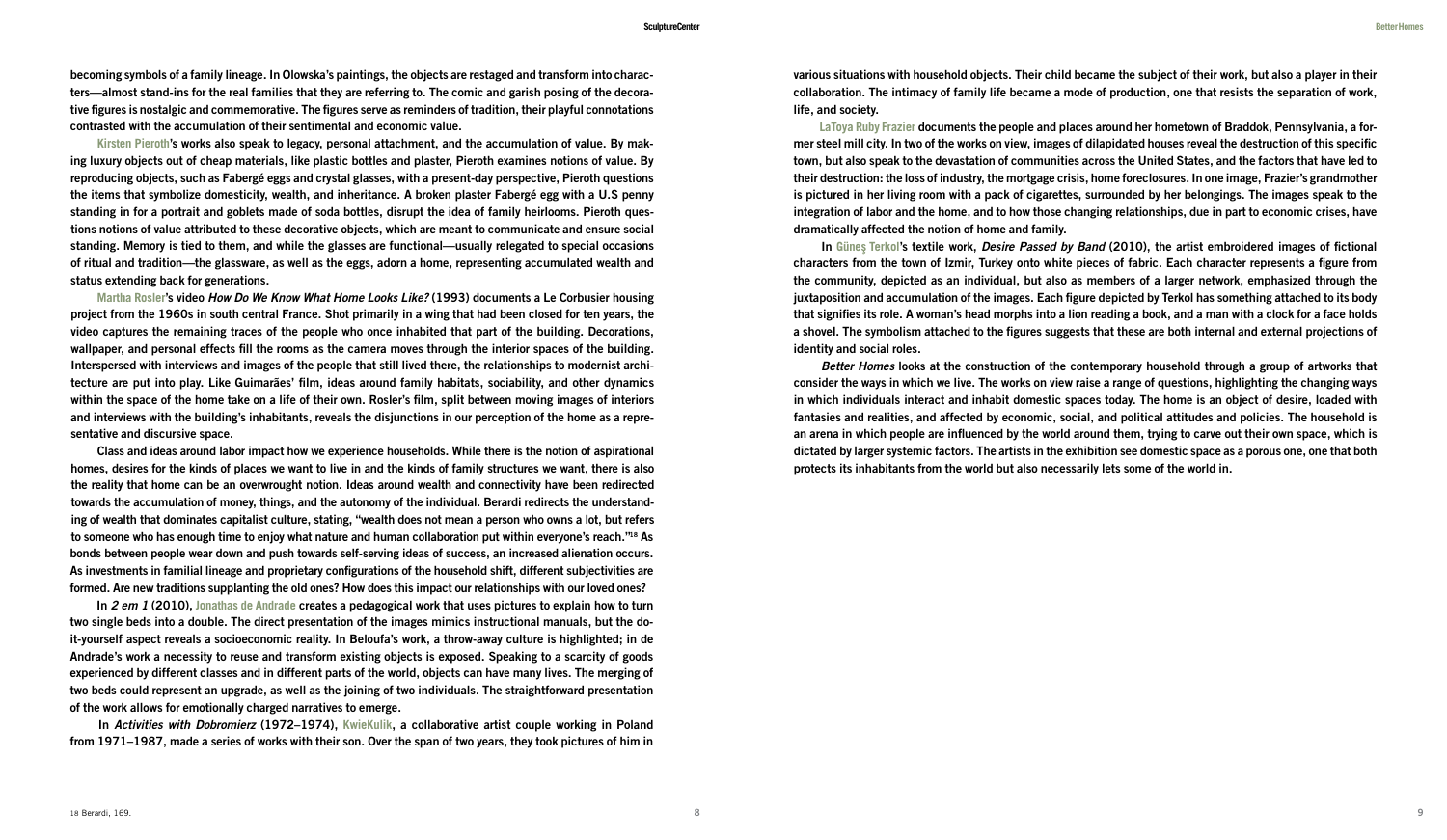becoming symbols of a family lineage. In Olowska's paintings, the objects are restaged and transform into characters—almost stand-ins for the real families that they are referring to. The comic and garish posing of the decorative figures is nostalgic and commemorative. The figures serve as reminders of tradition, their playful connotations contrasted with the accumulation of their sentimental and economic value.

Kirsten Pieroth's works also speak to legacy, personal attachment, and the accumulation of value. By making luxury objects out of cheap materials, like plastic bottles and plaster, Pieroth examines notions of value. By reproducing objects, such as Fabergé eggs and crystal glasses, with a present-day perspective, Pieroth questions the items that symbolize domesticity, wealth, and inheritance. A broken plaster Fabergé egg with a U.S penny standing in for a portrait and goblets made of soda bottles, disrupt the idea of family heirlooms. Pieroth questions notions of value attributed to these decorative objects, which are meant to communicate and ensure social standing. Memory is tied to them, and while the glasses are functional—usually relegated to special occasions of ritual and tradition—the glassware, as well as the eggs, adorn a home, representing accumulated wealth and status extending back for generations.

Martha Rosler's video *How Do We Know What Home Looks Like?* (1993) documents a Le Corbusier housing project from the 1960s in south central France. Shot primarily in a wing that had been closed for ten years, the video captures the remaining traces of the people who once inhabited that part of the building. Decorations, wallpaper, and personal effects fill the rooms as the camera moves through the interior spaces of the building. Interspersed with interviews and images of the people that still lived there, the relationships to modernist architecture are put into play. Like Guimarães' film, ideas around family habitats, sociability, and other dynamics within the space of the home take on a life of their own. Rosler's film, split between moving images of interiors and interviews with the building's inhabitants, reveals the disjunctions in our perception of the home as a representative and discursive space.

Class and ideas around labor impact how we experience households. While there is the notion of aspirational homes, desires for the kinds of places we want to live in and the kinds of family structures we want, there is also the reality that home can be an overwrought notion. Ideas around wealth and connectivity have been redirected towards the accumulation of money, things, and the autonomy of the individual. Berardi redirects the understanding of wealth that dominates capitalist culture, stating, "wealth does not mean a person who owns a lot, but refers to someone who has enough time to enjoy what nature and human collaboration put within everyone's reach."[18] As bonds between people wear down and push towards self-serving ideas of success, an increased alienation occurs. As investments in familial lineage and proprietary configurations of the household shift, different subjectivities are formed. Are new traditions supplanting the old ones? How does this impact our relationships with our loved ones?

In *2 em 1* (2010), Jonathas de Andrade creates a pedagogical work that uses pictures to explain how to turn two single beds into a double. The direct presentation of the images mimics instructional manuals, but the do-it-yourself aspect reveals a socioeconomic reality. In Beloufa's work, a throw-away culture is highlighted; in de Andrade's work a necessity to reuse and transform existing objects is exposed. Speaking to a scarcity of goods experienced by different classes and in different parts of the world, objects can have many lives. The merging of two beds could represent an upgrade, as well as the joining of two individuals. The straightforward presentation of the work allows for emotionally charged narratives to emerge.

In *Activities with Dobromierz* (1972–1974), KwieKulik, a collaborative artist couple working in Poland from 1971–1987, made a series of works with their son. Over the span of two years, they took pictures of him in various situations with household objects. Their child became the subject of their work, but also a player in their collaboration. The intimacy of family life became a mode of production, one that resists the separation of work, life, and society.

LaToya Ruby Frazier documents the people and places around her hometown of Braddok, Pennsylvania, a former steel mill city. In two of the works on view, images of dilapidated houses reveal the destruction of this specific town, but also speak to the devastation of communities across the United States, and the factors that have led to their destruction: the loss of industry, the mortgage crisis, home foreclosures. In one image, Frazier's grandmother is pictured in her living room with a pack of cigarettes, surrounded by her belongings. The images speak to the integration of labor and the home, and to how those changing relationships, due in part to economic crises, have dramatically affected the notion of home and family.

In Güneş Terkol's textile work, *Desire Passed by Band* (2010), the artist embroidered images of fictional characters from the town of Izmir, Turkey onto white pieces of fabric. Each character represents a figure from the community, depicted as an individual, but also as members of a larger network, emphasized through the juxtaposition and accumulation of the images. Each figure depicted by Terkol has something attached to its body that signifies its role. A woman's head morphs into a lion reading a book, and a man with a clock for a face holds a shovel. The symbolism attached to the figures suggests that these are both internal and external projections of identity and social roles.

*Better Homes* looks at the construction of the contemporary household through a group of artworks that consider the ways in which we live. The works on view raise a range of questions, highlighting the changing ways in which individuals interact and inhabit domestic spaces today. The home is an object of desire, loaded with fantasies and realities, and affected by economic, social, and political attitudes and policies. The household is an arena in which people are influenced by the world around them, trying to carve out their own space, which is dictated by larger systemic factors. The artists in the exhibition see domestic space as a porous one, one that both protects its inhabitants from the world but also necessarily lets some of the world in.

18 Berardi, 169.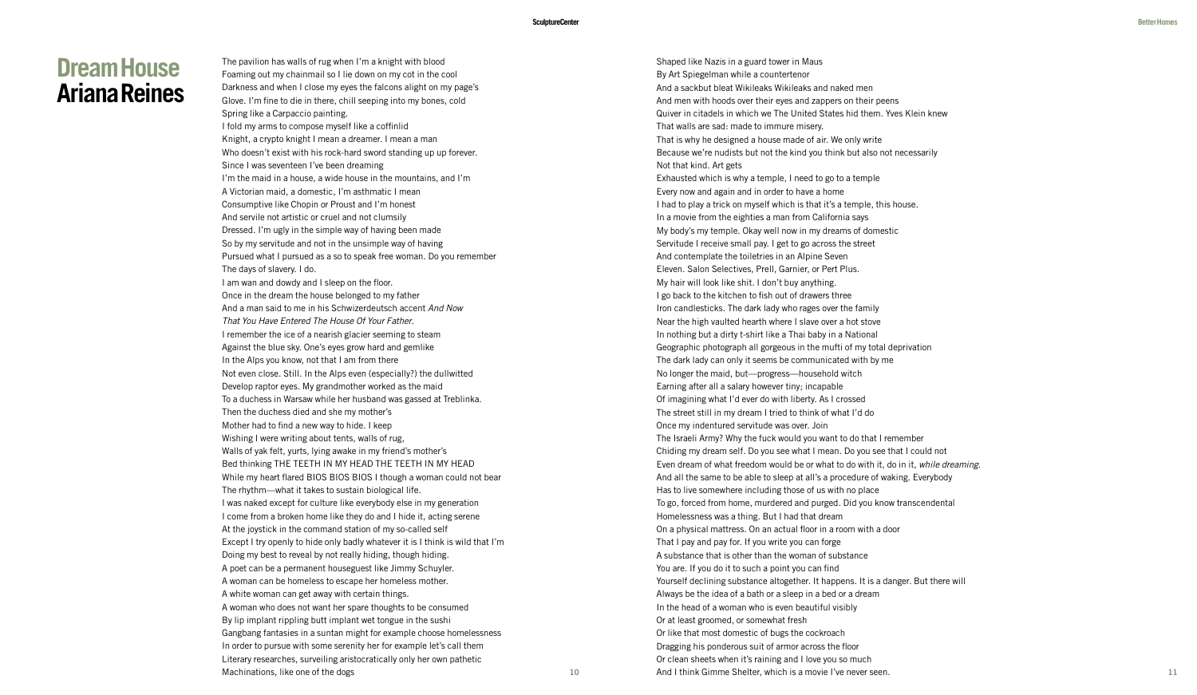# Dream House
## Ariana Reines

The pavilion has walls of rug when I'm a knight with blood
Foaming out my chainmail so I lie down on my cot in the cool
Darkness and when I close my eyes the falcons alight on my page's
Glove. I'm fine to die in there, chill seeping into my bones, cold
Spring like a Carpaccio painting.
I fold my arms to compose myself like a coffinlid
Knight, a crypto knight I mean a dreamer. I mean a man
Who doesn't exist with his rock-hard sword standing up up forever.
Since I was seventeen I've been dreaming
I'm the maid in a house, a wide house in the mountains, and I'm
A Victorian maid, a domestic, I'm asthmatic I mean
Consumptive like Chopin or Proust and I'm honest
And servile not artistic or cruel and not clumsily
Dressed. I'm ugly in the simple way of having been made
So by my servitude and not in the unsimple way of having
Pursued what I pursued as a so to speak free woman. Do you remember
The days of slavery. I do.
I am wan and dowdy and I sleep on the floor.
Once in the dream the house belonged to my father
And a man said to me in his Schwizerdeutsch accent *And Now*
*That You Have Entered The House Of Your Father.*
I remember the ice of a nearish glacier seeming to steam
Against the blue sky. One's eyes grow hard and gemlike
In the Alps you know, not that I am from there
Not even close. Still. In the Alps even (especially?) the dullwitted
Develop raptor eyes. My grandmother worked as the maid
To a duchess in Warsaw while her husband was gassed at Treblinka.
Then the duchess died and she my mother's
Mother had to find a new way to hide. I keep
Wishing I were writing about tents, walls of rug,
Walls of yak felt, yurts, lying awake in my friend's mother's
Bed thinking THE TEETH IN MY HEAD THE TEETH IN MY HEAD
While my heart flared BIOS BIOS BIOS I though a woman could not bear
The rhythm—what it takes to sustain biological life.
I was naked except for culture like everybody else in my generation
I come from a broken home like they do and I hide it, acting serene
At the joystick in the command station of my so-called self
Except I try openly to hide only badly whatever it is I think is wild that I'm
Doing my best to reveal by not really hiding, though hiding.
A poet can be a permanent houseguest like Jimmy Schuyler.
A woman can be homeless to escape her homeless mother.
A white woman can get away with certain things.
A woman who does not want her spare thoughts to be consumed
By lip implant rippling butt implant wet tongue in the sushi
Gangbang fantasies in a suntan might for example choose homelessness
In order to pursue with some serenity her for example let's call them
Literary researches, surveilling aristocratically only her own pathetic
Machinations, like one of the dogs
Shaped like Nazis in a guard tower in Maus
By Art Spiegelman while a countertenor
And a sackbut bleat Wikileaks Wikileaks and naked men
And men with hoods over their eyes and zappers on their peens
Quiver in citadels in which we The United States hid them. Yves Klein knew
That walls are sad: made to immure misery.
That is why he designed a house made of air. We only write
Because we're nudists but not the kind you think but also not necessarily
Not that kind. Art gets
Exhausted which is why a temple, I need to go to a temple
Every now and again and in order to have a home
I had to play a trick on myself which is that it's a temple, this house.
In a movie from the eighties a man from California says
My body's my temple. Okay well now in my dreams of domestic
Servitude I receive small pay. I get to go across the street
And contemplate the toiletries in an Alpine Seven
Eleven. Salon Selectives, Prell, Garnier, or Pert Plus.
My hair will look like shit. I don't buy anything.
I go back to the kitchen to fish out of drawers three
Iron candlesticks. The dark lady who rages over the family
Near the high vaulted hearth where I slave over a hot stove
In nothing but a dirty t-shirt like a Thai baby in a National
Geographic photograph all gorgeous in the mufti of my total deprivation
The dark lady can only it seems be communicated with by me
No longer the maid, but—progress—household witch
Earning after all a salary however tiny; incapable
Of imagining what I'd ever do with liberty. As I crossed
The street still in my dream I tried to think of what I'd do
Once my indentured servitude was over. Join
The Israeli Army? Why the fuck would you want to do that I remember
Chiding my dream self. Do you see what I mean. Do you see that I could not
Even dream of what freedom would be or what to do with it, do in it, *while dreaming.*
And all the same to be able to sleep at all's a procedure of waking. Everybody
Has to live somewhere including those of us with no place
To go, forced from home, murdered and purged. Did you know transcendental
Homelessness was a thing. But I had that dream
On a physical mattress. On an actual floor in a room with a door
That I pay and pay for. If you write you can forge
A substance that is other than the woman of substance
You are. If you do it to such a point you can find
Yourself declining substance altogether. It happens. It is a danger. But there will
Always be the idea of a bath or a sleep in a bed or a dream
In the head of a woman who is even beautiful visibly
Or at least groomed, or somewhat fresh
Or like that most domestic of bugs the cockroach
Dragging his ponderous suit of armor across the floor
Or clean sheets when it's raining and I love you so much
And I think Gimme Shelter, which is a movie I've never seen.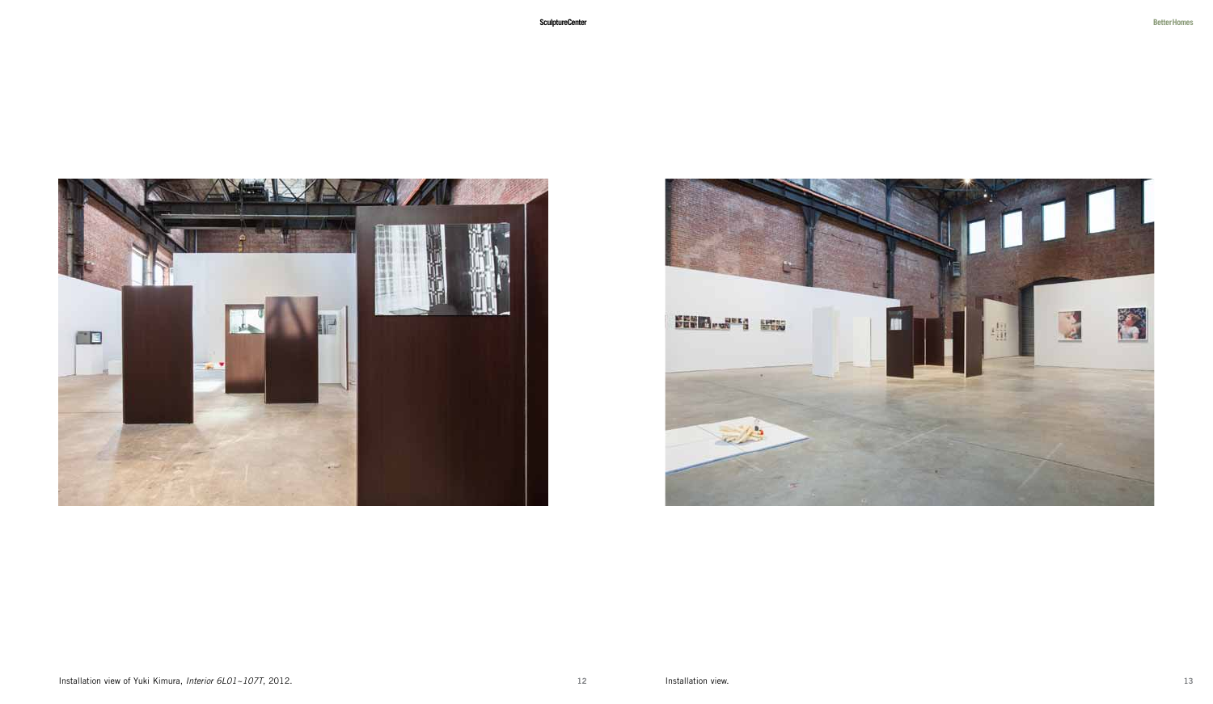Installation view of Yuki Kimura, *Interior 6L01–107T*, 2012.

Installation view.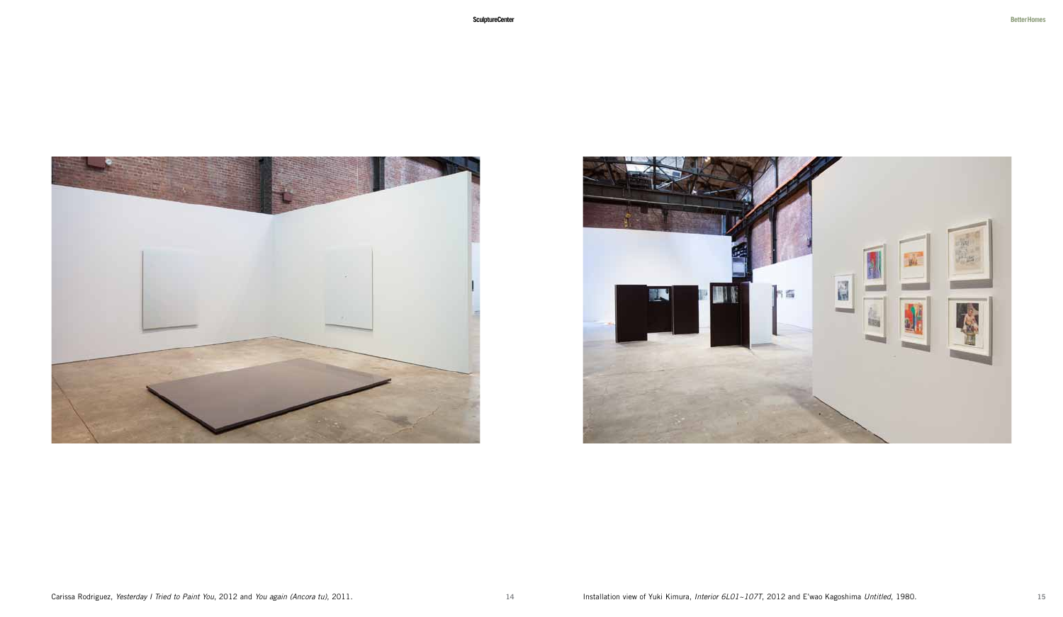Carissa Rodriguez, *Yesterday I Tried to Paint You*, 2012 and *You again (Ancora tu)*, 2011.

Installation view of Yuki Kimura, *Interior 6L01~107T*, 2012 and E'wao Kagoshima *Untitled*, 1980.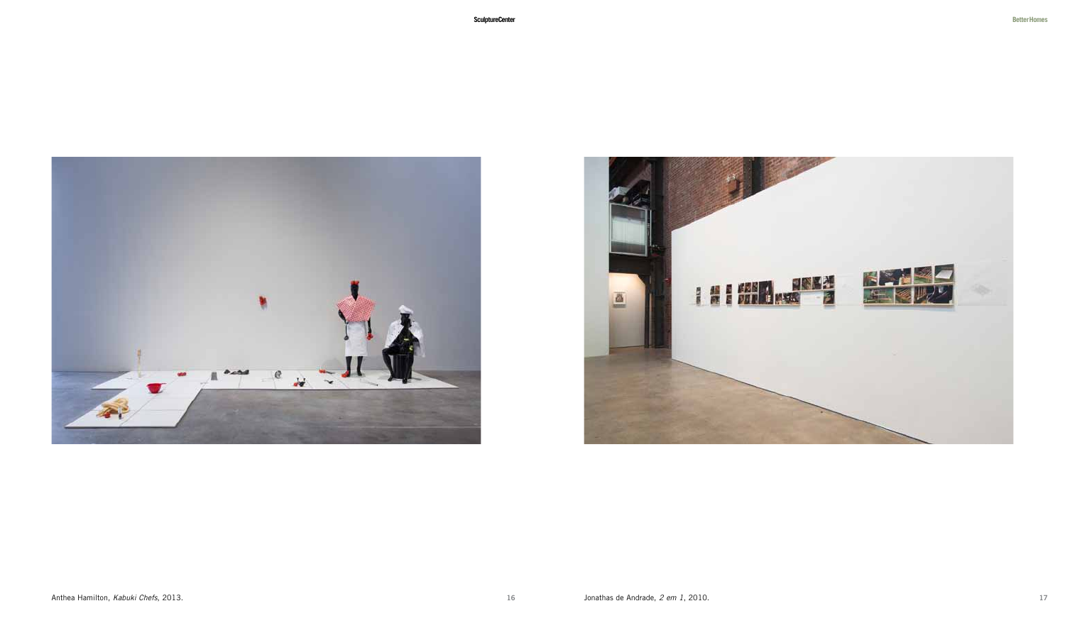Anthea Hamilton, *Kabuki Chefs*, 2013.

Jonathas de Andrade, *2 em 1*, 2010.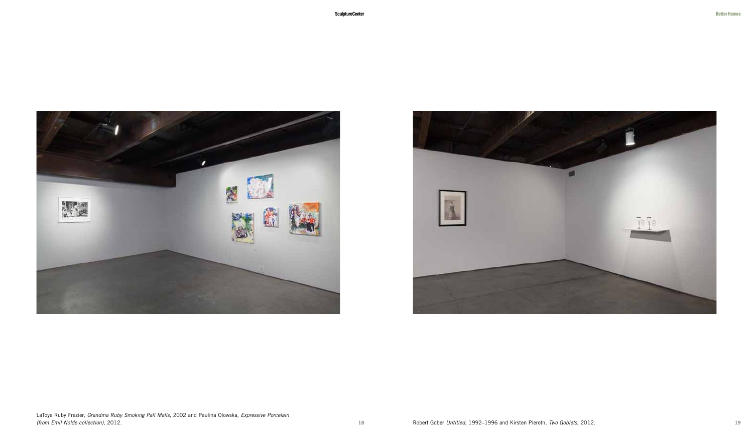LaToya Ruby Frazier, *Grandma Ruby Smoking Pall Malls*, 2002 and Paulina Olowska, *Expressive Porcelain (from Emil Nolde collection)*, 2012.

Robert Gober *Untitled*, 1992–1996 and Kirsten Pieroth, *Two Goblets*, 2012.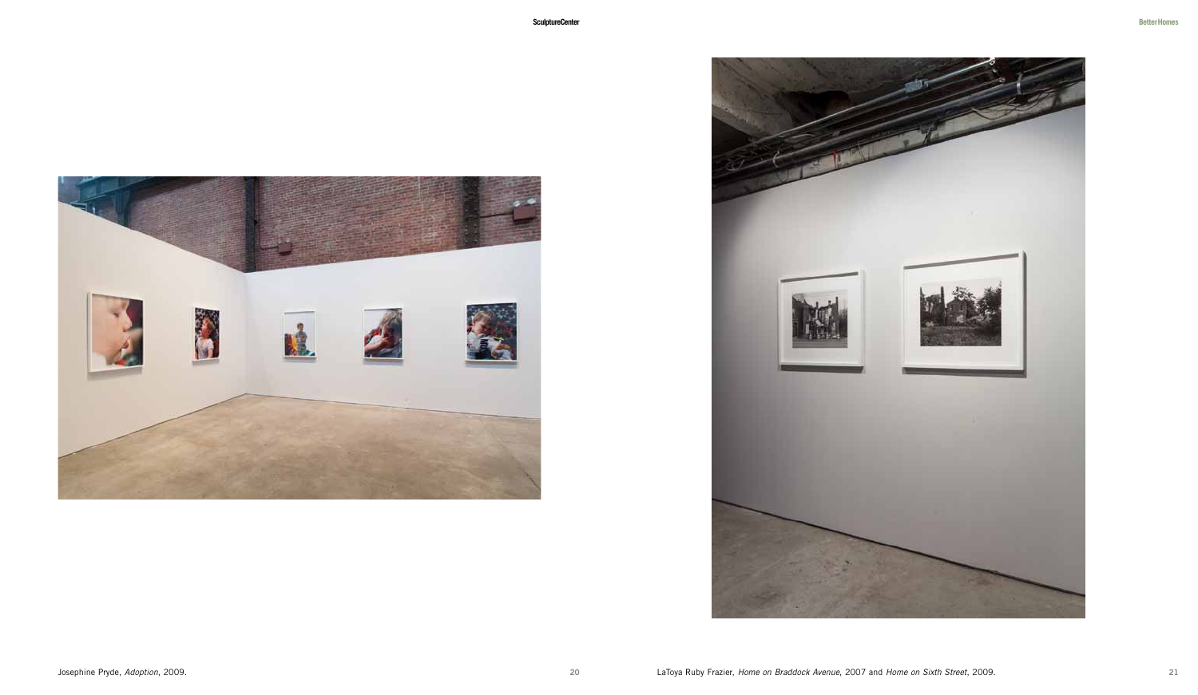Josephine Pryde, *Adoption*, 2009.

LaToya Ruby Frazier, *Home on Braddock Avenue*, 2007 and *Home on Sixth Street*, 2009.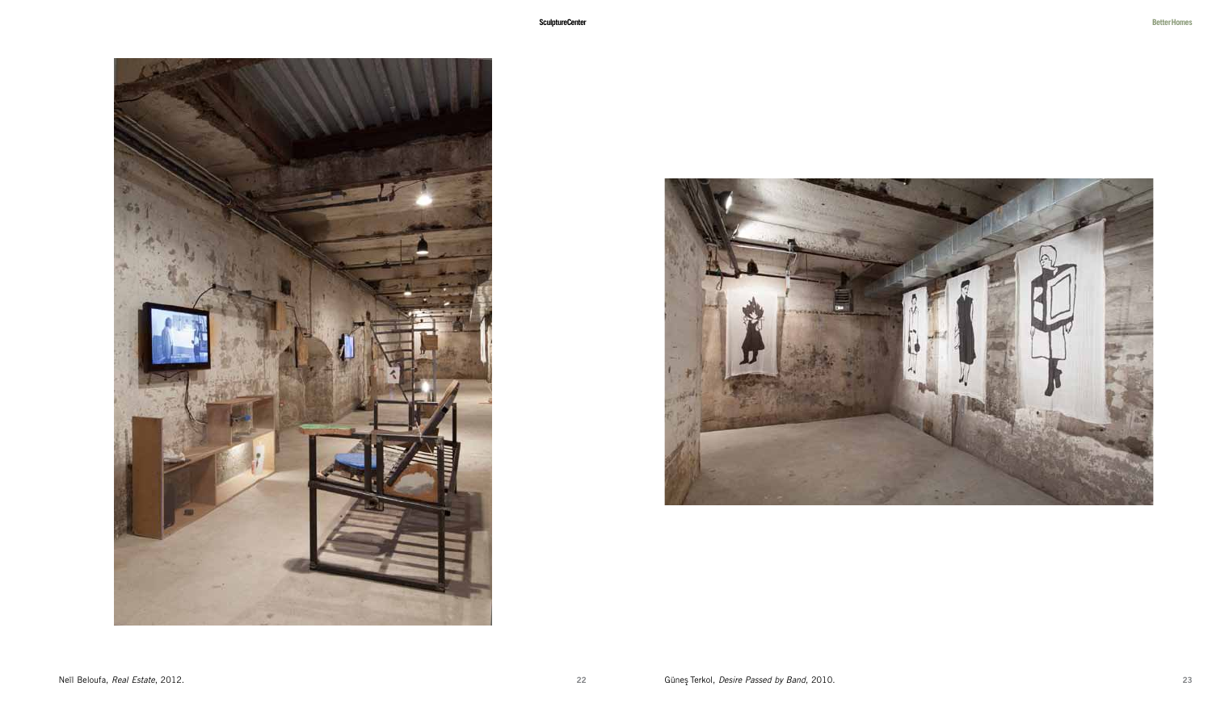Neïl Beloufa, *Real Estate*, 2012.

Güneş Terkol, *Desire Passed by Band*, 2010.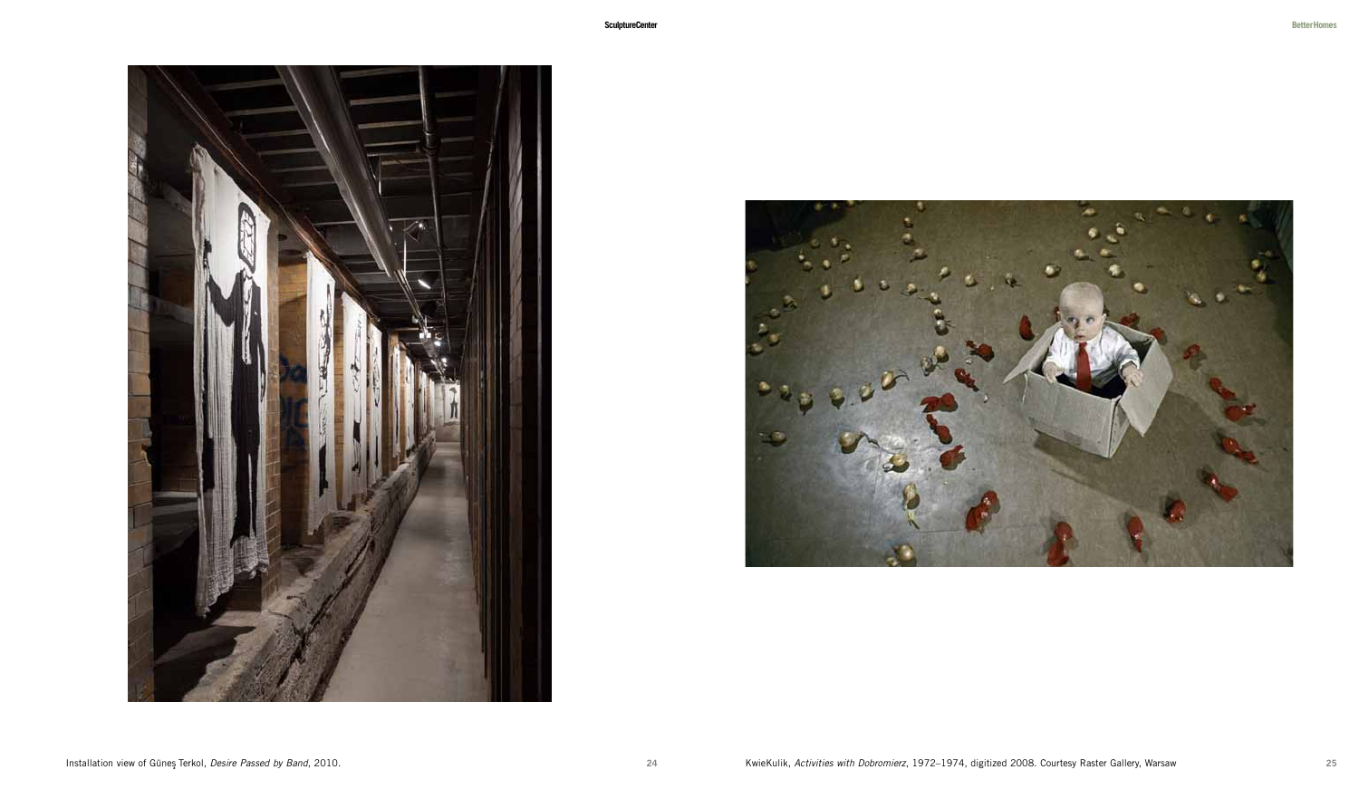Installation view of Güneş Terkol, *Desire Passed by Band*, 2010.

KwieKulik, *Activities with Dobromierz*, 1972–1974, digitized 2008. Courtesy Raster Gallery, Warsaw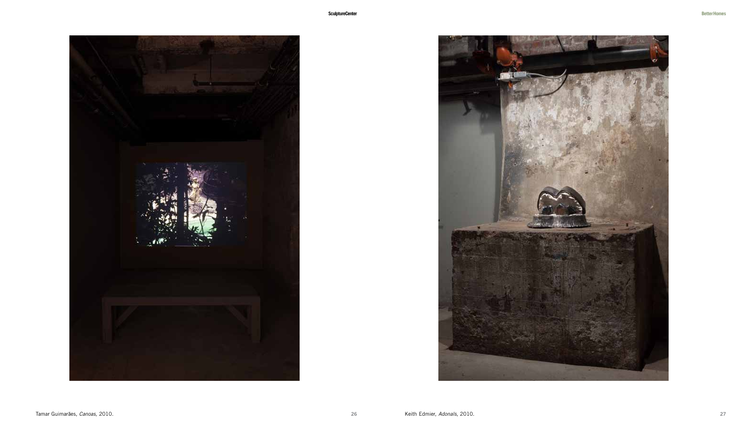Tamar Guimarães, *Canoas*, 2010.

Keith Edmier, *Adonaïs*, 2010.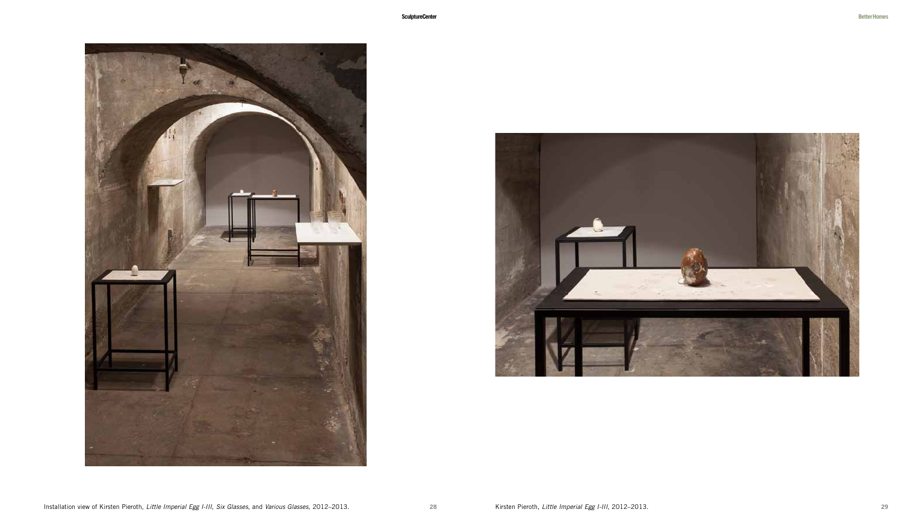Installation view of Kirsten Pieroth, *Little Imperial Egg I-III*, *Six Glasses*, and *Various Glasses*, 2012–2013.

Kirsten Pieroth, *Little Imperial Egg I-III*, 2012–2013.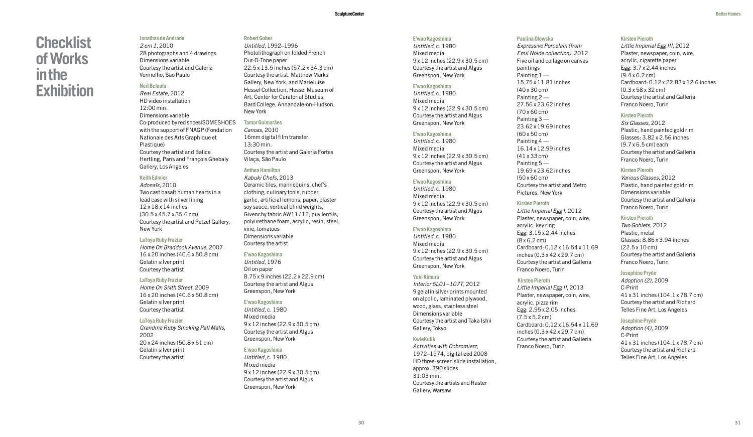# Checklist of Works in the Exhibition

**Jonathas de Andrade**
*2 em 1*, 2010
28 photographs and 4 drawings
Dimensions variable
Courtesy the artist and Galeria Vermelho, São Paulo

**Neïl Beloufa**
*Real Estate*, 2012
HD video installation
12:00 min.
Dimensions variable
Co-produced by red shoeslSOMESHOES with the support of FNAGP (Fondation Nationale des Arts Graphique et Plastique)
Courtesy the artist and Balice Hertling, Paris and François Ghebaly Gallery, Los Angeles

**Keith Edmier**
*Adonaïs*, 2010
Two cast basalt human hearts in a lead case with silver lining
12 x 18 x 14 inches
(30.5 x 45.7 x 35.6 cm)
Courtesy the artist and Petzel Gallery, New York

**LaToya Ruby Frazier**
*Home On Braddock Avenue*, 2007
16 x 20 inches (40.6 x 50.8 cm)
Gelatin silver print
Courtesy the artist

**LaToya Ruby Frazier**
*Home On Sixth Street*, 2009
16 x 20 inches (40.6 x 50.8 cm)
Gelatin silver print
Courtesy the artist

**LaToya Ruby Frazier**
*Grandma Ruby Smoking Pall Malls*, 2002
20 x 24 inches (50.8 x 61 cm)
Gelatin silver print
Courtesy the artist

**Robert Gober**
*Untitled*, 1992–1996
Photolithograph on folded French Dur-O-Tone paper
22.5 x 13.5 inches (57.2 x 34.3 cm)
Courtesy the artist, Matthew Marks Gallery, New York, and Marieluise Hessel Collection, Hessel Museum of Art, Center for Curatorial Studies, Bard College, Annandale-on-Hudson, New York

**Tamar Guimarães**
*Canoas*, 2010
16mm digital film transfer
13:30 min.
Courtesy the artist and Galeria Fortes Vilaça, São Paulo

**Anthea Hamilton**
*Kabuki Chefs*, 2013
Ceramic tiles, mannequins, chef's clothing, culinary tools, rubber, garlic, artificial lemons, paper, plaster soy sauce, vertical blind weights, Givenchy fabric AW11 / 12, puy lentils, polyurethane foam, acrylic, resin, steel, vine, tomatoes
Dimensions variable
Courtesy the artist

**E'wao Kagoshima**
*Untitled*, 1976
Oil on paper
8.75 x 9 inches (22.2 x 22.9 cm)
Courtesy the artist and Algus Greenspon, New York

**E'wao Kagoshima**
*Untitled*, c. 1980
Mixed media
9 x 12 inches (22.9 x 30.5 cm)
Courtesy the artist and Algus Greenspon, New York

**E'wao Kagoshima**
*Untitled*, c. 1980
Mixed media
9 x 12 inches (22.9 x 30.5 cm)
Courtesy the artist and Algus Greenspon, New York

**E'wao Kagoshima**
*Untitled*, c. 1980
Mixed media
9 x 12 inches (22.9 x 30.5 cm)
Courtesy the artist and Algus Greenspon, New York

**E'wao Kagoshima**
*Untitled*, c. 1980
Mixed media
9 x 12 inches (22.9 x 30.5 cm)
Courtesy the artist and Algus Greenspon, New York

**E'wao Kagoshima**
*Untitled*, c. 1980
Mixed media
9 x 12 inches (22.9 x 30.5 cm)
Courtesy the artist and Algus Greenspon, New York

**E'wao Kagoshima**
*Untitled*, c. 1980
Mixed media
9 x 12 inches (22.9 x 30.5 cm)
Courtesy the artist and Algus Greenspon, New York

**E'wao Kagoshima**
*Untitled*, c. 1980
Mixed media
9 x 12 inches (22.9 x 30.5 cm)
Courtesy the artist and Algus Greenspon, New York

**Yuki Kimura**
*Interior 6L01~107T*, 2012
9 gelatin silver prints mounted on alpolic, laminated plywood, wood, glass, stainless steel
Dimensions variable
Courtesy the artist and Taka Ishii Gallery, Tokyo

**KwieKulik**
*Activities with Dobromierz*, 1972–1974, digitalized 2008
HD three-screen slide installation, approx. 390 slides
31:03 min.
Courtesy the artists and Raster Gallery, Warsaw

**Paulina Olowska**
*Expressive Porcelain (from Emil Nolde collection)*, 2012
Five oil and collage on canvas paintings
Painting 1 —
15.75 x 11.81 inches
(40 x 30 cm)
Painting 2 —
27.56 x 23.62 inches
(70 x 60 cm)
Painting 3 —
23.62 x 19.69 inches
(60 x 50 cm)
Painting 4 —
16.14 x 12.99 inches
(41 x 33 cm)
Painting 5 —
19.69 x 23.62 inches
(50 x 60 cm)
Courtesy the artist and Metro Pictures, New York

**Kirsten Pieroth**
*Little Imperial Egg I*, 2012
Plaster, newspaper, coin, wire, acrylic, key ring
Egg: 3.15 x 2.44 inches
(8 x 6.2 cm)
Cardboard: 0.12 x 16.54 x 11.69 inches (0.3 x 42 x 29.7 cm)
Courtesy the artist and Galleria Franco Noero, Turin

**Kirsten Pieroth**
*Little Imperial Egg II*, 2013
Plaster, newspaper, coin, wire, acrylic, pizza rim
Egg: 2.95 x 2.05 inches
(7.5 x 5.2 cm)
Cardboard: 0.12 x 16.54 x 11.69 inches (0.3 x 42 x 29.7 cm)
Courtesy the artist and Galleria Franco Noero, Turin

**Kirsten Pieroth**
*Little Imperial Egg III*, 2012
Plaster, newspaper, coin, wire, acrylic, cigarette paper
Egg: 3.7 x 2.44 inches
(9.4 x 6.2 cm)
Cardboard: 0.12 x 22.83 x 12.6 inches
(0.3 x 58 x 32 cm)
Courtesy the artist and Galleria Franco Noero, Turin

**Kirsten Pieroth**
*Six Glasses*, 2012
Plastic, hand painted gold rim
Glasses: 3.82 x 2.56 inches
(9.7 x 6.5 cm) each
Courtesy the artist and Galleria Franco Noero, Turin

**Kirsten Pieroth**
*Various Glasses*, 2012
Plastic, hand painted gold rim
Dimensions variable
Courtesy the artist and Galleria Franco Noero, Turin

**Kirsten Pieroth**
*Two Goblets*, 2012
Plastic, metal
Glasses: 8.86 x 3.94 inches
(22.5 x 10 cm)
Courtesy the artist and Galleria Franco Noero, Turin

**Josephine Pryde**
*Adoption (2)*, 2009
C-Print
41 x 31 inches (104.1 x 78.7 cm)
Courtesy the artist and Richard Telles Fine Art, Los Angeles

**Josephine Pryde**
*Adoption (4)*, 2009
C-Print
41 x 31 inches (104.1 x 78.7 cm)
Courtesy the artist and Richard Telles Fine Art, Los Angeles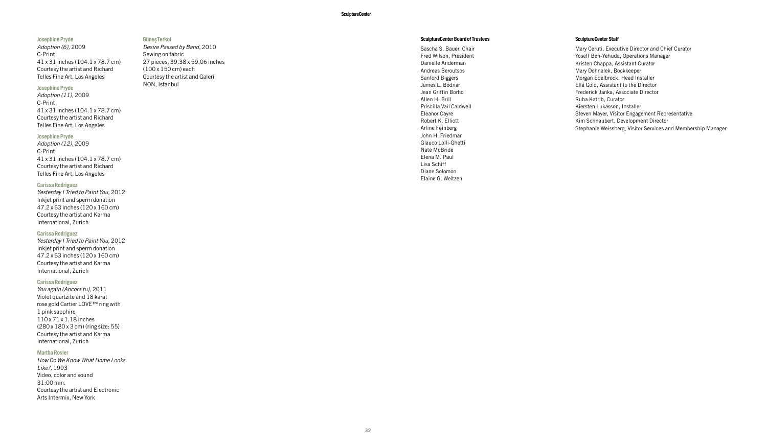**Josephine Pryde**
*Adoption (6)*, 2009
C-Print
41 x 31 inches (104.1 x 78.7 cm)
Courtesy the artist and Richard Telles Fine Art, Los Angeles

**Josephine Pryde**
*Adoption (11)*, 2009
C-Print
41 x 31 inches (104.1 x 78.7 cm)
Courtesy the artist and Richard Telles Fine Art, Los Angeles

**Josephine Pryde**
*Adoption (12)*, 2009
C-Print
41 x 31 inches (104.1 x 78.7 cm)
Courtesy the artist and Richard Telles Fine Art, Los Angeles

**Carissa Rodriguez**
*Yesterday I Tried to Paint You*, 2012
Inkjet print and sperm donation
47.2 x 63 inches (120 x 160 cm)
Courtesy the artist and Karma International, Zurich

**Carissa Rodriguez**
*Yesterday I Tried to Paint You*, 2012
Inkjet print and sperm donation
47.2 x 63 inches (120 x 160 cm)
Courtesy the artist and Karma International, Zurich

**Carissa Rodriguez**
*You again (Ancora tu)*, 2011
Violet quartzite and 18 karat rose gold Cartier LOVE™ ring with 1 pink sapphire
110 x 71 x 1.18 inches
(280 x 180 x 3 cm) (ring size: 55)
Courtesy the artist and Karma International, Zurich

**Martha Rosler**
*How Do We Know What Home Looks Like?*, 1993
Video, color and sound
31:00 min.
Courtesy the artist and Electronic Arts Intermix, New York

**Güneş Terkol**
*Desire Passed by Band*, 2010
Sewing on fabric
27 pieces, 39.38 x 59.06 inches
(100 x 150 cm) each
Courtesy the artist and Galeri NON, Istanbul

**SculptureCenter Board of Trustees**

Sascha S. Bauer, Chair
Fred Wilson, President
Danielle Anderman
Andreas Beroutsos
Sanford Biggers
James L. Bodnar
Jean Griffin Borho
Allen H. Brill
Priscilla Vail Caldwell
Eleanor Cayre
Robert K. Elliott
Arline Feinberg
John H. Friedman
Glauco Lolli-Ghetti
Nate McBride
Elena M. Paul
Lisa Schiff
Diane Solomon
Elaine G. Weitzen

**SculptureCenter Staff**

Mary Ceruti, Executive Director and Chief Curator
Yoseff Ben-Yehuda, Operations Manager
Kristen Chappa, Assistant Curator
Mary Dohnalek, Bookkeeper
Morgan Edelbrock, Head Installer
Ella Gold, Assistant to the Director
Frederick Janka, Associate Director
Ruba Katrib, Curator
Kiersten Lukasson, Installer
Steven Mayer, Visitor Engagement Representative
Kim Schnaubert, Development Director
Stephanie Weissberg, Visitor Services and Membership Manager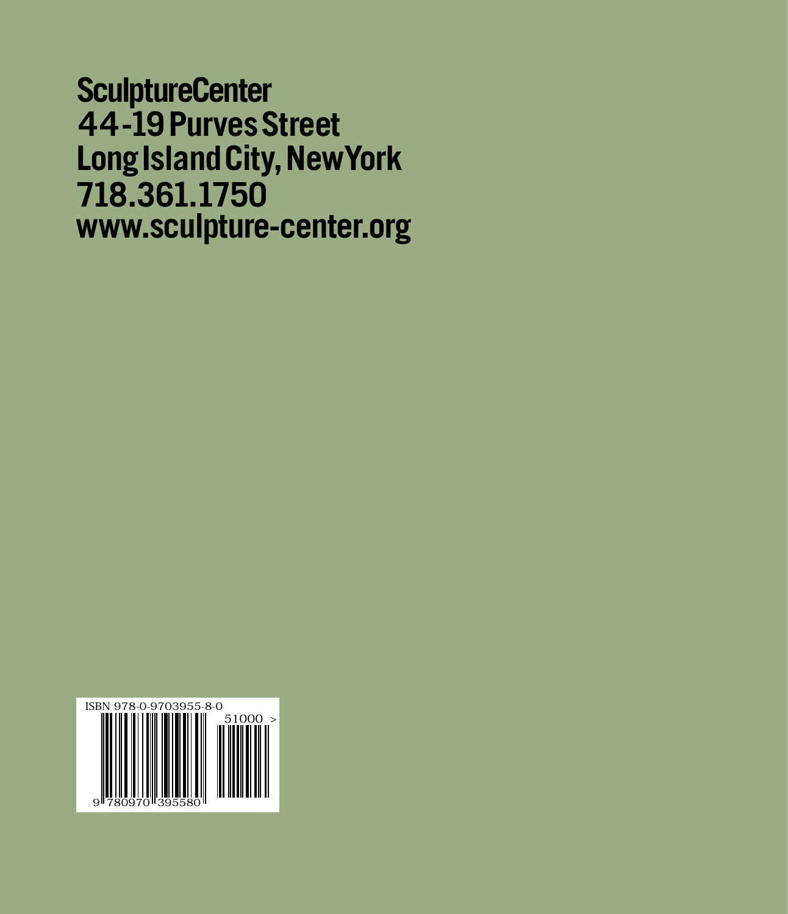**SculptureCenter**
**44-19 Purves Street**
**Long Island City, New York**
**718.361.1750**
**www.sculpture-center.org**

ISBN 978-0-9703955-8-0

51000 >

9 780970 395580